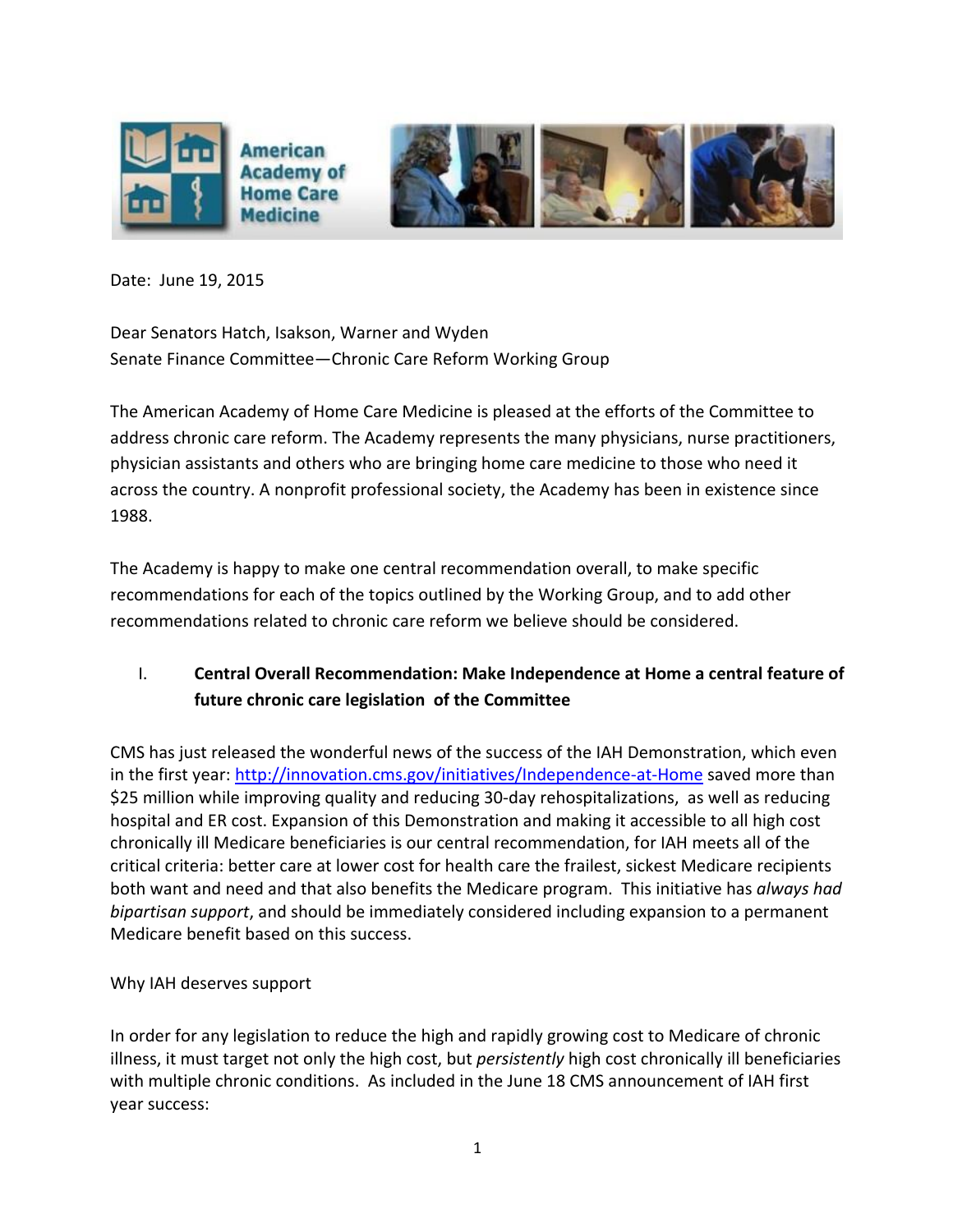American Academy of Home Care Medicine

Date: June 19, 2015

Dear Senators Hatch, Isakson, Warner and Wyden
Senate Finance Committee—Chronic Care Reform Working Group

The American Academy of Home Care Medicine is pleased at the efforts of the Committee to address chronic care reform. The Academy represents the many physicians, nurse practitioners, physician assistants and others who are bringing home care medicine to those who need it across the country. A nonprofit professional society, the Academy has been in existence since 1988.

The Academy is happy to make one central recommendation overall, to make specific recommendations for each of the topics outlined by the Working Group, and to add other recommendations related to chronic care reform we believe should be considered.

## I. Central Overall Recommendation: Make Independence at Home a central feature of future chronic care legislation of the Committee

CMS has just released the wonderful news of the success of the IAH Demonstration, which even in the first year: http://innovation.cms.gov/initiatives/Independence-at-Home saved more than $25 million while improving quality and reducing 30-day rehospitalizations, as well as reducing hospital and ER cost. Expansion of this Demonstration and making it accessible to all high cost chronically ill Medicare beneficiaries is our central recommendation, for IAH meets all of the critical criteria: better care at lower cost for health care the frailest, sickest Medicare recipients both want and need and that also benefits the Medicare program. This initiative has *always had bipartisan support*, and should be immediately considered including expansion to a permanent Medicare benefit based on this success.

Why IAH deserves support

In order for any legislation to reduce the high and rapidly growing cost to Medicare of chronic illness, it must target not only the high cost, but *persistently* high cost chronically ill beneficiaries with multiple chronic conditions. As included in the June 18 CMS announcement of IAH first year success: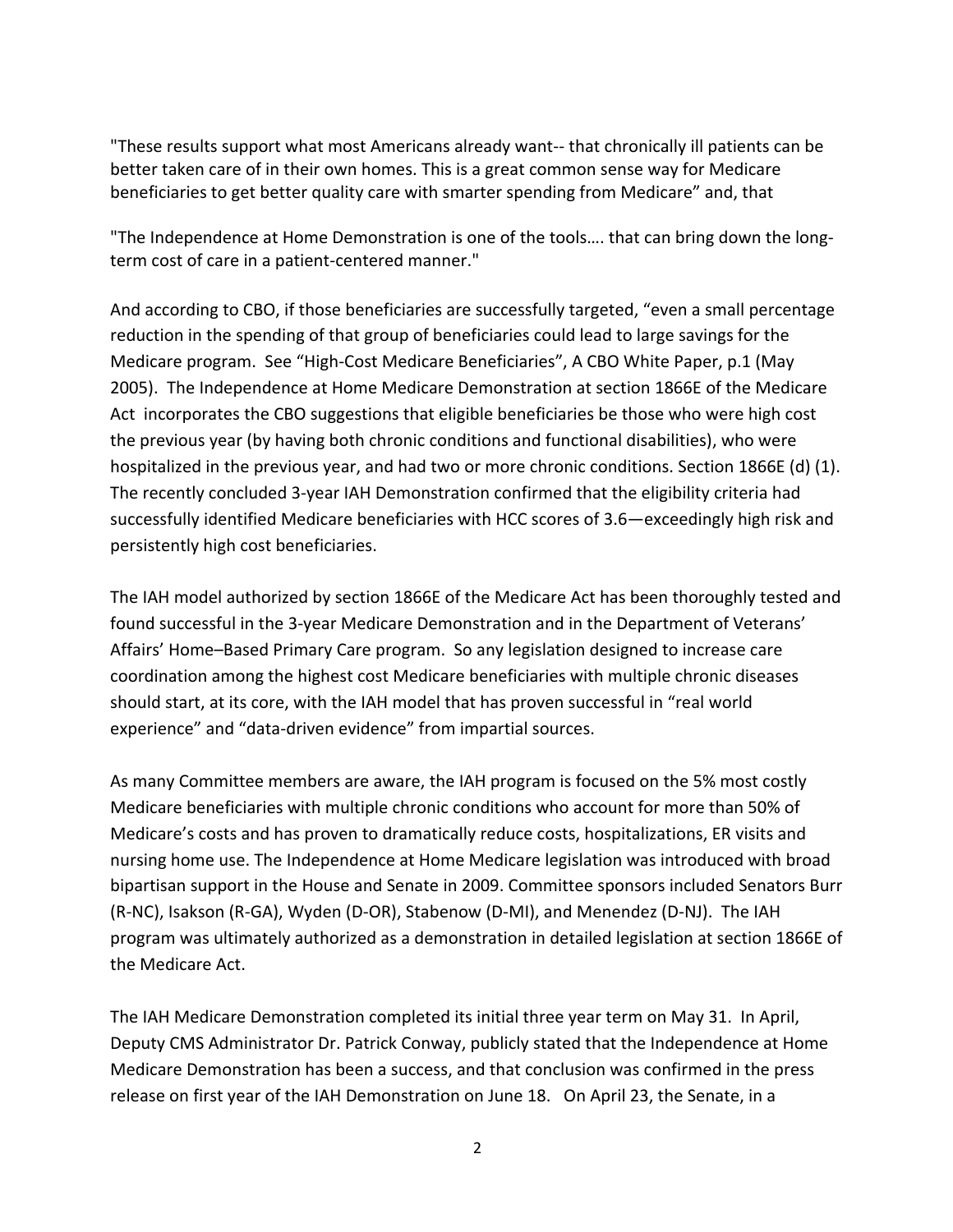"These results support what most Americans already want-- that chronically ill patients can be better taken care of in their own homes. This is a great common sense way for Medicare beneficiaries to get better quality care with smarter spending from Medicare" and, that

"The Independence at Home Demonstration is one of the tools…. that can bring down the long-term cost of care in a patient-centered manner."

And according to CBO, if those beneficiaries are successfully targeted, "even a small percentage reduction in the spending of that group of beneficiaries could lead to large savings for the Medicare program. See "High-Cost Medicare Beneficiaries", A CBO White Paper, p.1 (May 2005). The Independence at Home Medicare Demonstration at section 1866E of the Medicare Act incorporates the CBO suggestions that eligible beneficiaries be those who were high cost the previous year (by having both chronic conditions and functional disabilities), who were hospitalized in the previous year, and had two or more chronic conditions. Section 1866E (d) (1). The recently concluded 3-year IAH Demonstration confirmed that the eligibility criteria had successfully identified Medicare beneficiaries with HCC scores of 3.6—exceedingly high risk and persistently high cost beneficiaries.

The IAH model authorized by section 1866E of the Medicare Act has been thoroughly tested and found successful in the 3-year Medicare Demonstration and in the Department of Veterans' Affairs' Home–Based Primary Care program. So any legislation designed to increase care coordination among the highest cost Medicare beneficiaries with multiple chronic diseases should start, at its core, with the IAH model that has proven successful in "real world experience" and "data-driven evidence" from impartial sources.

As many Committee members are aware, the IAH program is focused on the 5% most costly Medicare beneficiaries with multiple chronic conditions who account for more than 50% of Medicare's costs and has proven to dramatically reduce costs, hospitalizations, ER visits and nursing home use. The Independence at Home Medicare legislation was introduced with broad bipartisan support in the House and Senate in 2009. Committee sponsors included Senators Burr (R-NC), Isakson (R-GA), Wyden (D-OR), Stabenow (D-MI), and Menendez (D-NJ). The IAH program was ultimately authorized as a demonstration in detailed legislation at section 1866E of the Medicare Act.

The IAH Medicare Demonstration completed its initial three year term on May 31. In April, Deputy CMS Administrator Dr. Patrick Conway, publicly stated that the Independence at Home Medicare Demonstration has been a success, and that conclusion was confirmed in the press release on first year of the IAH Demonstration on June 18. On April 23, the Senate, in a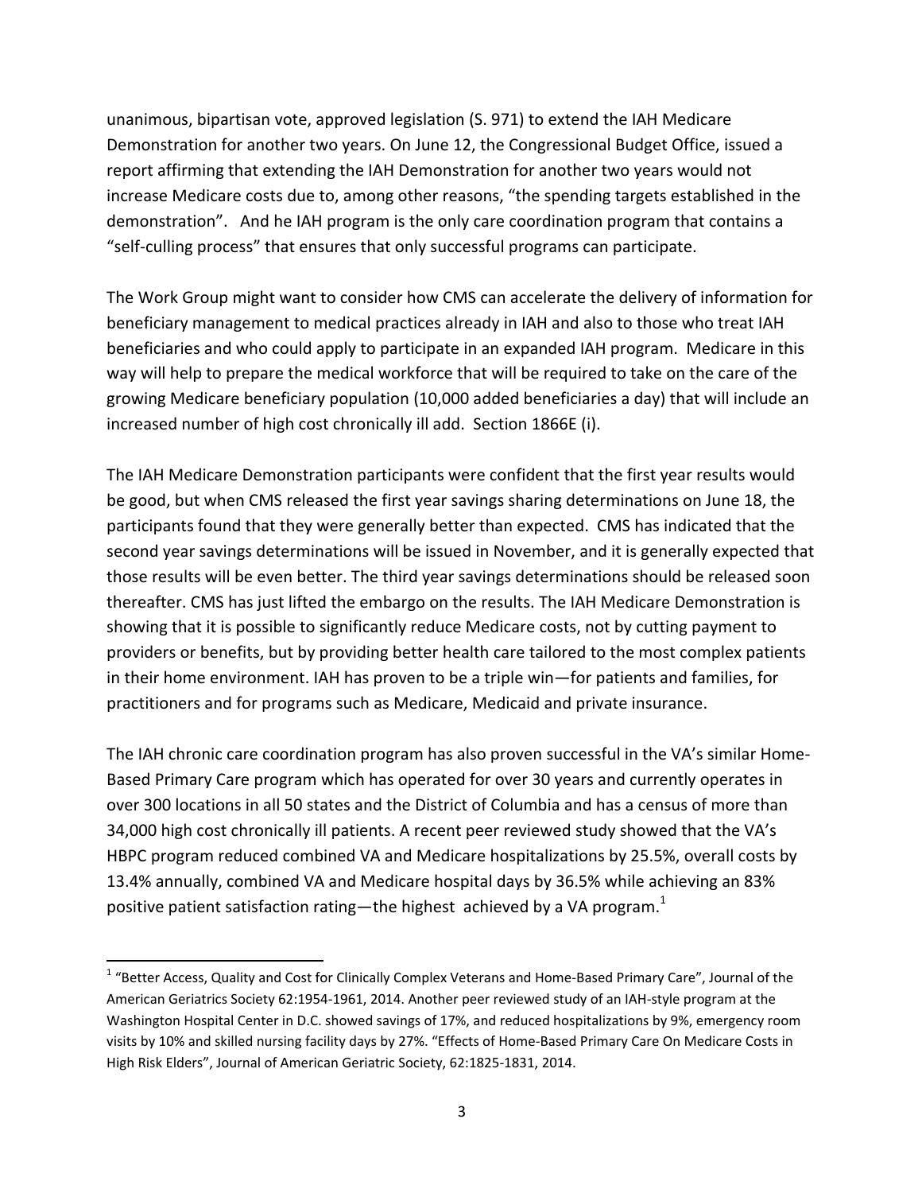unanimous, bipartisan vote, approved legislation (S. 971) to extend the IAH Medicare Demonstration for another two years. On June 12, the Congressional Budget Office, issued a report affirming that extending the IAH Demonstration for another two years would not increase Medicare costs due to, among other reasons, “the spending targets established in the demonstration”.   And he IAH program is the only care coordination program that contains a “self-culling process” that ensures that only successful programs can participate.

The Work Group might want to consider how CMS can accelerate the delivery of information for beneficiary management to medical practices already in IAH and also to those who treat IAH beneficiaries and who could apply to participate in an expanded IAH program.  Medicare in this way will help to prepare the medical workforce that will be required to take on the care of the growing Medicare beneficiary population (10,000 added beneficiaries a day) that will include an increased number of high cost chronically ill add.  Section 1866E (i).

The IAH Medicare Demonstration participants were confident that the first year results would be good, but when CMS released the first year savings sharing determinations on June 18, the participants found that they were generally better than expected.  CMS has indicated that the second year savings determinations will be issued in November, and it is generally expected that those results will be even better. The third year savings determinations should be released soon thereafter. CMS has just lifted the embargo on the results. The IAH Medicare Demonstration is showing that it is possible to significantly reduce Medicare costs, not by cutting payment to providers or benefits, but by providing better health care tailored to the most complex patients in their home environment. IAH has proven to be a triple win—for patients and families, for practitioners and for programs such as Medicare, Medicaid and private insurance.

The IAH chronic care coordination program has also proven successful in the VA’s similar Home-Based Primary Care program which has operated for over 30 years and currently operates in over 300 locations in all 50 states and the District of Columbia and has a census of more than 34,000 high cost chronically ill patients. A recent peer reviewed study showed that the VA’s HBPC program reduced combined VA and Medicare hospitalizations by 25.5%, overall costs by 13.4% annually, combined VA and Medicare hospital days by 36.5% while achieving an 83% positive patient satisfaction rating—the highest  achieved by a VA program.[1]

---

[1] “Better Access, Quality and Cost for Clinically Complex Veterans and Home-Based Primary Care”, Journal of the American Geriatrics Society 62:1954-1961, 2014. Another peer reviewed study of an IAH-style program at the Washington Hospital Center in D.C. showed savings of 17%, and reduced hospitalizations by 9%, emergency room visits by 10% and skilled nursing facility days by 27%. “Effects of Home-Based Primary Care On Medicare Costs in High Risk Elders”, Journal of American Geriatric Society, 62:1825-1831, 2014.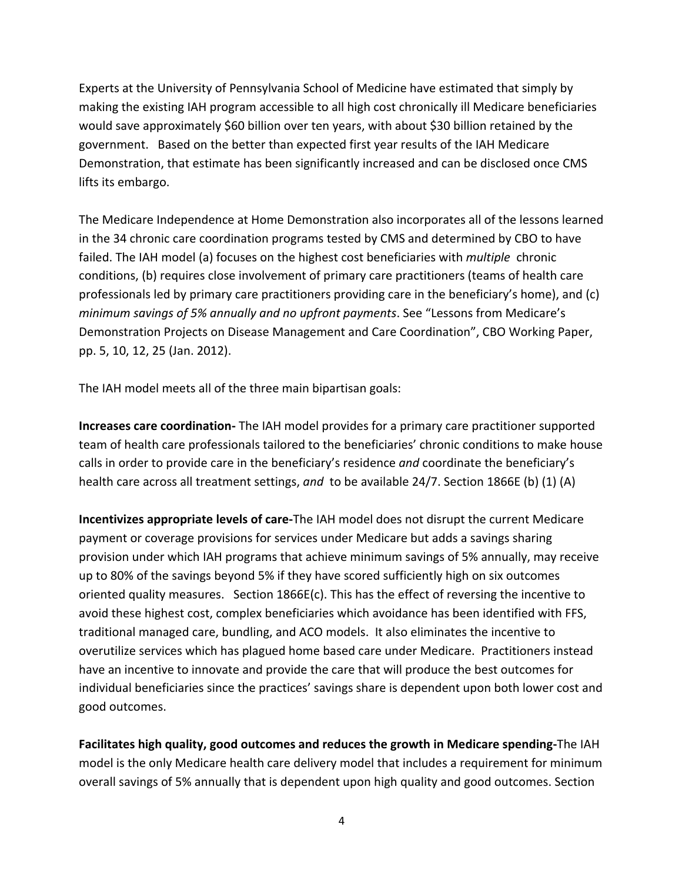Experts at the University of Pennsylvania School of Medicine have estimated that simply by making the existing IAH program accessible to all high cost chronically ill Medicare beneficiaries would save approximately $60 billion over ten years, with about $30 billion retained by the government. Based on the better than expected first year results of the IAH Medicare Demonstration, that estimate has been significantly increased and can be disclosed once CMS lifts its embargo.

The Medicare Independence at Home Demonstration also incorporates all of the lessons learned in the 34 chronic care coordination programs tested by CMS and determined by CBO to have failed. The IAH model (a) focuses on the highest cost beneficiaries with *multiple* chronic conditions, (b) requires close involvement of primary care practitioners (teams of health care professionals led by primary care practitioners providing care in the beneficiary's home), and (c) *minimum savings of 5% annually and no upfront payments*. See "Lessons from Medicare's Demonstration Projects on Disease Management and Care Coordination", CBO Working Paper, pp. 5, 10, 12, 25 (Jan. 2012).

The IAH model meets all of the three main bipartisan goals:

**Increases care coordination-** The IAH model provides for a primary care practitioner supported team of health care professionals tailored to the beneficiaries' chronic conditions to make house calls in order to provide care in the beneficiary's residence *and* coordinate the beneficiary's health care across all treatment settings, *and* to be available 24/7. Section 1866E (b) (1) (A)

**Incentivizes appropriate levels of care-**The IAH model does not disrupt the current Medicare payment or coverage provisions for services under Medicare but adds a savings sharing provision under which IAH programs that achieve minimum savings of 5% annually, may receive up to 80% of the savings beyond 5% if they have scored sufficiently high on six outcomes oriented quality measures. Section 1866E(c). This has the effect of reversing the incentive to avoid these highest cost, complex beneficiaries which avoidance has been identified with FFS, traditional managed care, bundling, and ACO models. It also eliminates the incentive to overutilize services which has plagued home based care under Medicare. Practitioners instead have an incentive to innovate and provide the care that will produce the best outcomes for individual beneficiaries since the practices' savings share is dependent upon both lower cost and good outcomes.

**Facilitates high quality, good outcomes and reduces the growth in Medicare spending-**The IAH model is the only Medicare health care delivery model that includes a requirement for minimum overall savings of 5% annually that is dependent upon high quality and good outcomes. Section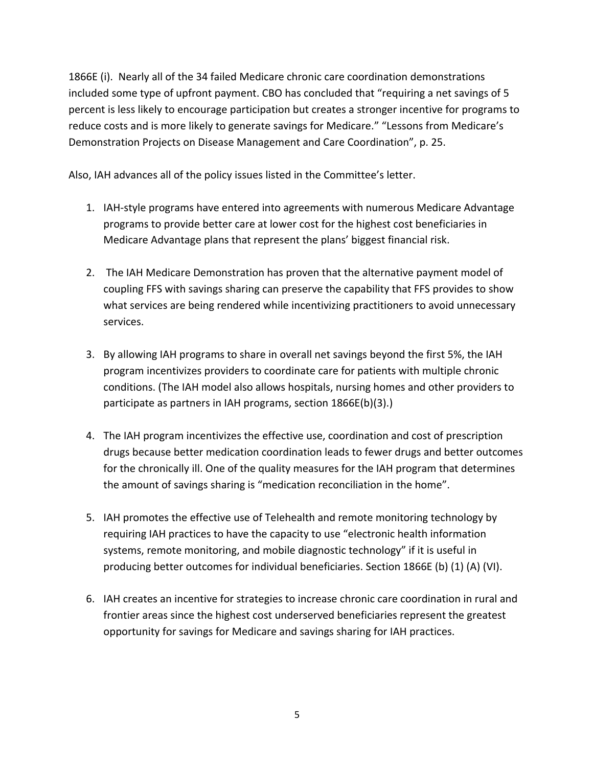1866E (i). Nearly all of the 34 failed Medicare chronic care coordination demonstrations included some type of upfront payment. CBO has concluded that "requiring a net savings of 5 percent is less likely to encourage participation but creates a stronger incentive for programs to reduce costs and is more likely to generate savings for Medicare." "Lessons from Medicare's Demonstration Projects on Disease Management and Care Coordination", p. 25.

Also, IAH advances all of the policy issues listed in the Committee's letter.

1. IAH-style programs have entered into agreements with numerous Medicare Advantage programs to provide better care at lower cost for the highest cost beneficiaries in Medicare Advantage plans that represent the plans' biggest financial risk.

2. The IAH Medicare Demonstration has proven that the alternative payment model of coupling FFS with savings sharing can preserve the capability that FFS provides to show what services are being rendered while incentivizing practitioners to avoid unnecessary services.

3. By allowing IAH programs to share in overall net savings beyond the first 5%, the IAH program incentivizes providers to coordinate care for patients with multiple chronic conditions. (The IAH model also allows hospitals, nursing homes and other providers to participate as partners in IAH programs, section 1866E(b)(3).)

4. The IAH program incentivizes the effective use, coordination and cost of prescription drugs because better medication coordination leads to fewer drugs and better outcomes for the chronically ill. One of the quality measures for the IAH program that determines the amount of savings sharing is "medication reconciliation in the home".

5. IAH promotes the effective use of Telehealth and remote monitoring technology by requiring IAH practices to have the capacity to use "electronic health information systems, remote monitoring, and mobile diagnostic technology" if it is useful in producing better outcomes for individual beneficiaries. Section 1866E (b) (1) (A) (VI).

6. IAH creates an incentive for strategies to increase chronic care coordination in rural and frontier areas since the highest cost underserved beneficiaries represent the greatest opportunity for savings for Medicare and savings sharing for IAH practices.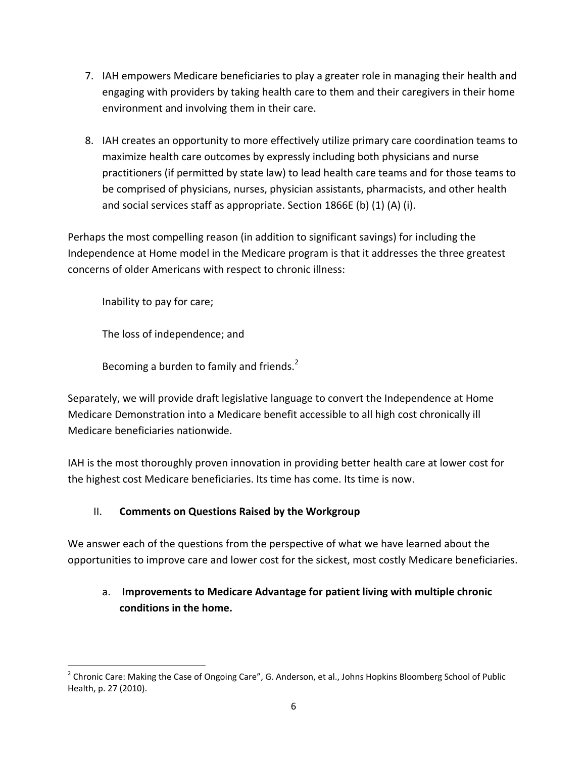7. IAH empowers Medicare beneficiaries to play a greater role in managing their health and engaging with providers by taking health care to them and their caregivers in their home environment and involving them in their care.

8. IAH creates an opportunity to more effectively utilize primary care coordination teams to maximize health care outcomes by expressly including both physicians and nurse practitioners (if permitted by state law) to lead health care teams and for those teams to be comprised of physicians, nurses, physician assistants, pharmacists, and other health and social services staff as appropriate. Section 1866E (b) (1) (A) (i).

Perhaps the most compelling reason (in addition to significant savings) for including the Independence at Home model in the Medicare program is that it addresses the three greatest concerns of older Americans with respect to chronic illness:

Inability to pay for care;

The loss of independence; and

Becoming a burden to family and friends.[2]

Separately, we will provide draft legislative language to convert the Independence at Home Medicare Demonstration into a Medicare benefit accessible to all high cost chronically ill Medicare beneficiaries nationwide.

IAH is the most thoroughly proven innovation in providing better health care at lower cost for the highest cost Medicare beneficiaries. Its time has come. Its time is now.

## II. Comments on Questions Raised by the Workgroup

We answer each of the questions from the perspective of what we have learned about the opportunities to improve care and lower cost for the sickest, most costly Medicare beneficiaries.

### a. Improvements to Medicare Advantage for patient living with multiple chronic conditions in the home.

---

[2] Chronic Care: Making the Case of Ongoing Care", G. Anderson, et al., Johns Hopkins Bloomberg School of Public Health, p. 27 (2010).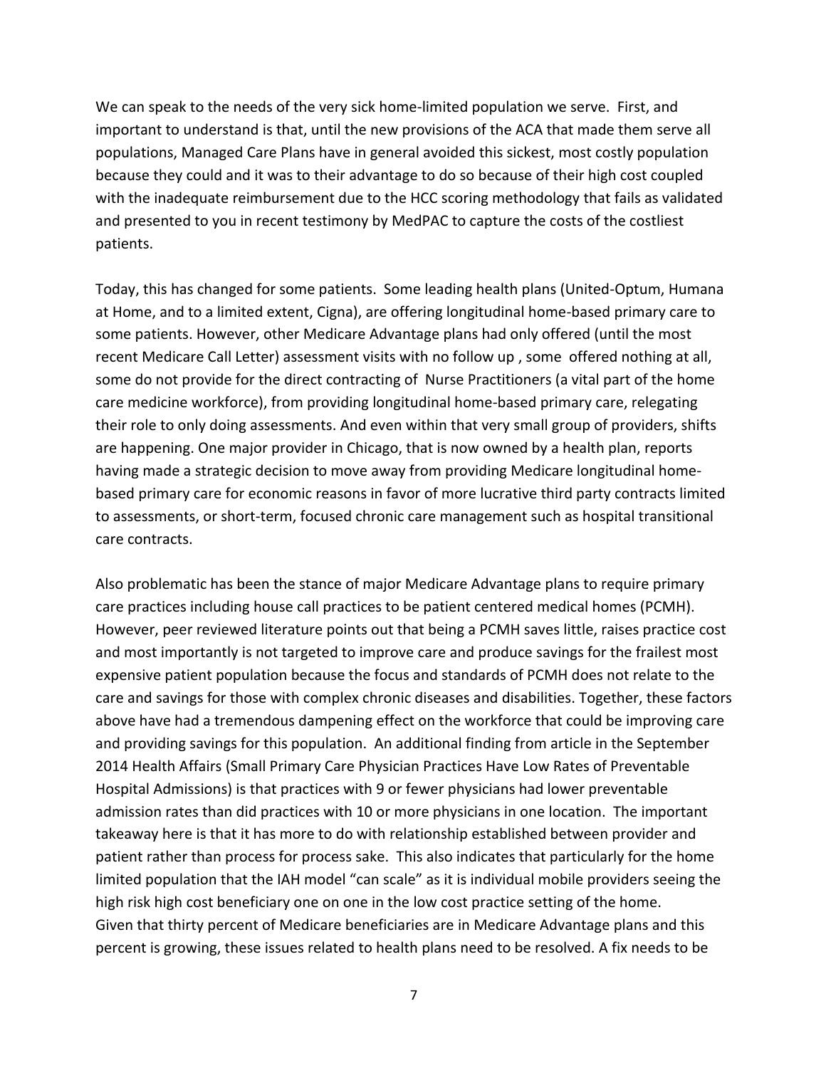We can speak to the needs of the very sick home-limited population we serve. First, and important to understand is that, until the new provisions of the ACA that made them serve all populations, Managed Care Plans have in general avoided this sickest, most costly population because they could and it was to their advantage to do so because of their high cost coupled with the inadequate reimbursement due to the HCC scoring methodology that fails as validated and presented to you in recent testimony by MedPAC to capture the costs of the costliest patients.

Today, this has changed for some patients. Some leading health plans (United-Optum, Humana at Home, and to a limited extent, Cigna), are offering longitudinal home-based primary care to some patients. However, other Medicare Advantage plans had only offered (until the most recent Medicare Call Letter) assessment visits with no follow up , some offered nothing at all, some do not provide for the direct contracting of Nurse Practitioners (a vital part of the home care medicine workforce), from providing longitudinal home-based primary care, relegating their role to only doing assessments. And even within that very small group of providers, shifts are happening. One major provider in Chicago, that is now owned by a health plan, reports having made a strategic decision to move away from providing Medicare longitudinal home-based primary care for economic reasons in favor of more lucrative third party contracts limited to assessments, or short-term, focused chronic care management such as hospital transitional care contracts.

Also problematic has been the stance of major Medicare Advantage plans to require primary care practices including house call practices to be patient centered medical homes (PCMH). However, peer reviewed literature points out that being a PCMH saves little, raises practice cost and most importantly is not targeted to improve care and produce savings for the frailest most expensive patient population because the focus and standards of PCMH does not relate to the care and savings for those with complex chronic diseases and disabilities. Together, these factors above have had a tremendous dampening effect on the workforce that could be improving care and providing savings for this population. An additional finding from article in the September 2014 Health Affairs (Small Primary Care Physician Practices Have Low Rates of Preventable Hospital Admissions) is that practices with 9 or fewer physicians had lower preventable admission rates than did practices with 10 or more physicians in one location. The important takeaway here is that it has more to do with relationship established between provider and patient rather than process for process sake. This also indicates that particularly for the home limited population that the IAH model "can scale" as it is individual mobile providers seeing the high risk high cost beneficiary one on one in the low cost practice setting of the home.
Given that thirty percent of Medicare beneficiaries are in Medicare Advantage plans and this percent is growing, these issues related to health plans need to be resolved. A fix needs to be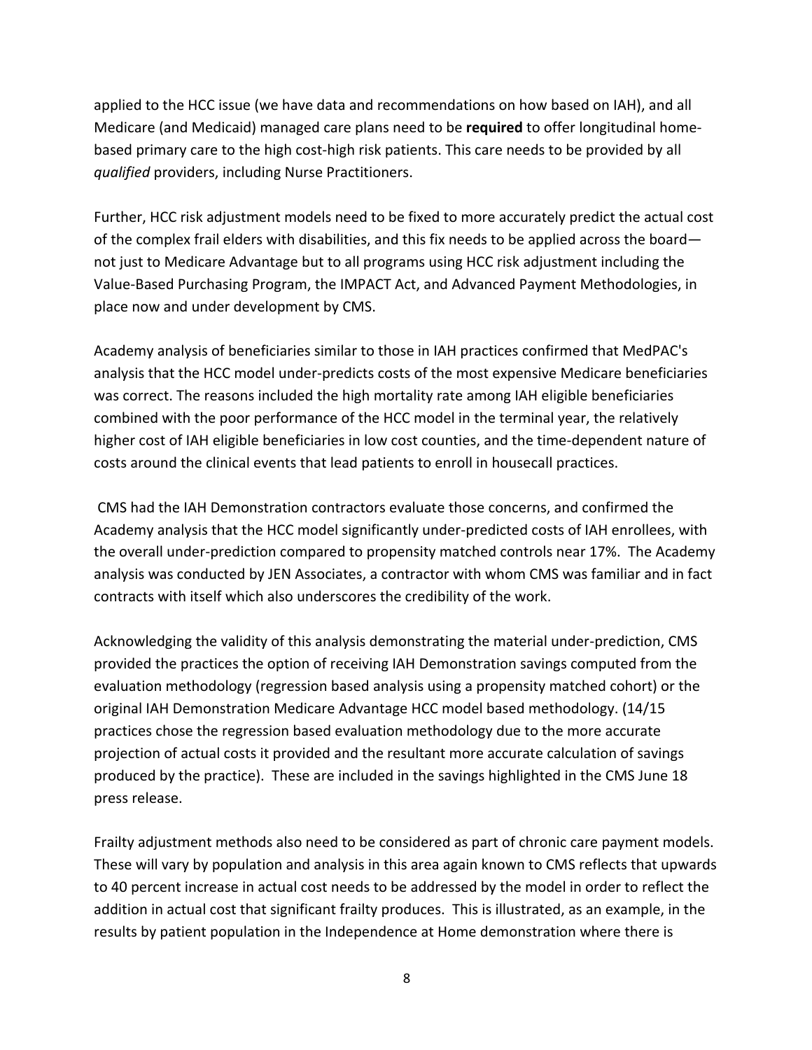applied to the HCC issue (we have data and recommendations on how based on IAH), and all Medicare (and Medicaid) managed care plans need to be **required** to offer longitudinal home-based primary care to the high cost-high risk patients. This care needs to be provided by all *qualified* providers, including Nurse Practitioners.

Further, HCC risk adjustment models need to be fixed to more accurately predict the actual cost of the complex frail elders with disabilities, and this fix needs to be applied across the board—not just to Medicare Advantage but to all programs using HCC risk adjustment including the Value-Based Purchasing Program, the IMPACT Act, and Advanced Payment Methodologies, in place now and under development by CMS.

Academy analysis of beneficiaries similar to those in IAH practices confirmed that MedPAC's analysis that the HCC model under-predicts costs of the most expensive Medicare beneficiaries was correct. The reasons included the high mortality rate among IAH eligible beneficiaries combined with the poor performance of the HCC model in the terminal year, the relatively higher cost of IAH eligible beneficiaries in low cost counties, and the time-dependent nature of costs around the clinical events that lead patients to enroll in housecall practices.

CMS had the IAH Demonstration contractors evaluate those concerns, and confirmed the Academy analysis that the HCC model significantly under-predicted costs of IAH enrollees, with the overall under-prediction compared to propensity matched controls near 17%. The Academy analysis was conducted by JEN Associates, a contractor with whom CMS was familiar and in fact contracts with itself which also underscores the credibility of the work.

Acknowledging the validity of this analysis demonstrating the material under-prediction, CMS provided the practices the option of receiving IAH Demonstration savings computed from the evaluation methodology (regression based analysis using a propensity matched cohort) or the original IAH Demonstration Medicare Advantage HCC model based methodology. (14/15 practices chose the regression based evaluation methodology due to the more accurate projection of actual costs it provided and the resultant more accurate calculation of savings produced by the practice). These are included in the savings highlighted in the CMS June 18 press release.

Frailty adjustment methods also need to be considered as part of chronic care payment models. These will vary by population and analysis in this area again known to CMS reflects that upwards to 40 percent increase in actual cost needs to be addressed by the model in order to reflect the addition in actual cost that significant frailty produces. This is illustrated, as an example, in the results by patient population in the Independence at Home demonstration where there is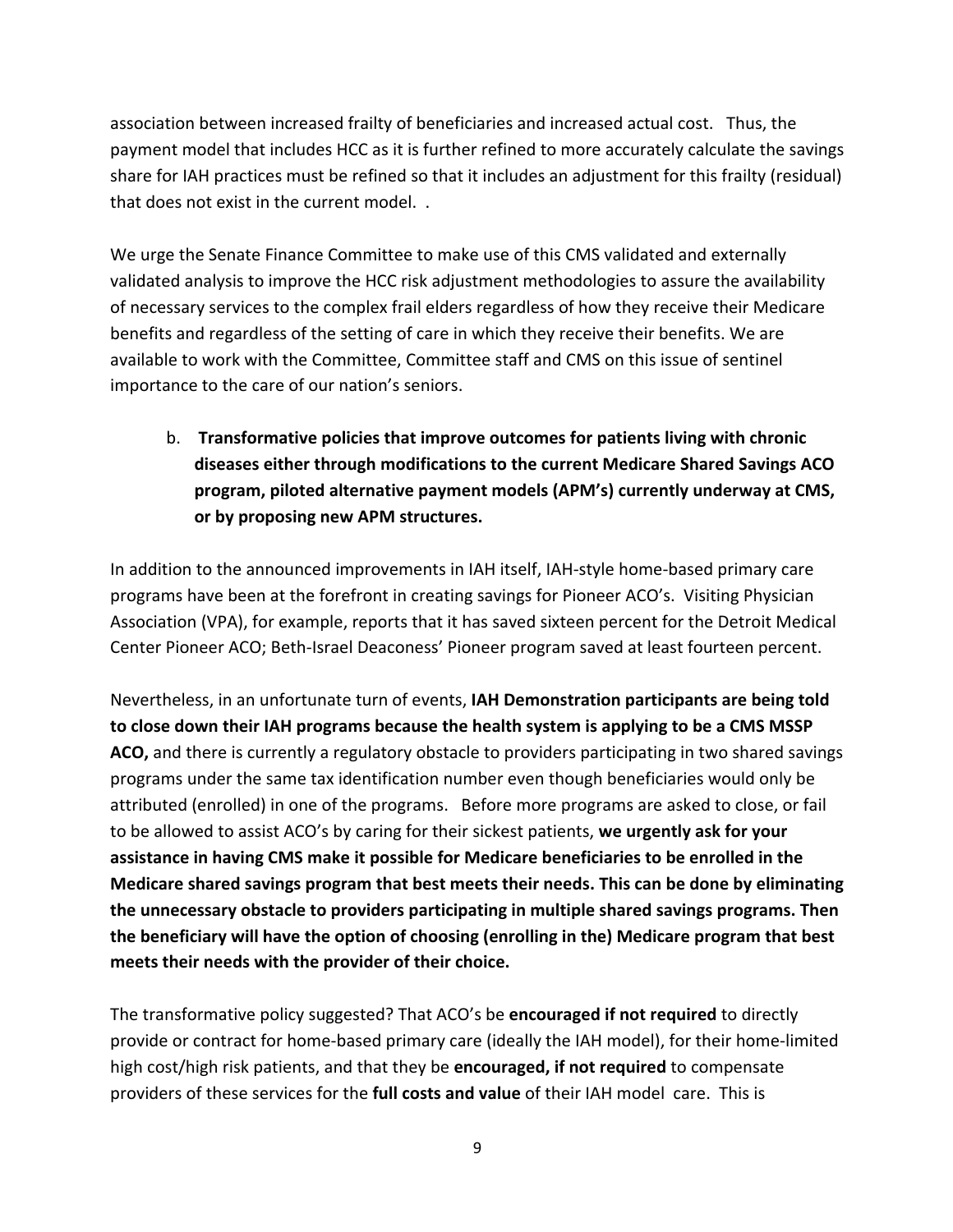association between increased frailty of beneficiaries and increased actual cost. Thus, the payment model that includes HCC as it is further refined to more accurately calculate the savings share for IAH practices must be refined so that it includes an adjustment for this frailty (residual) that does not exist in the current model. .

We urge the Senate Finance Committee to make use of this CMS validated and externally validated analysis to improve the HCC risk adjustment methodologies to assure the availability of necessary services to the complex frail elders regardless of how they receive their Medicare benefits and regardless of the setting of care in which they receive their benefits. We are available to work with the Committee, Committee staff and CMS on this issue of sentinel importance to the care of our nation's seniors.

b. **Transformative policies that improve outcomes for patients living with chronic diseases either through modifications to the current Medicare Shared Savings ACO program, piloted alternative payment models (APM's) currently underway at CMS, or by proposing new APM structures.**

In addition to the announced improvements in IAH itself, IAH-style home-based primary care programs have been at the forefront in creating savings for Pioneer ACO's. Visiting Physician Association (VPA), for example, reports that it has saved sixteen percent for the Detroit Medical Center Pioneer ACO; Beth-Israel Deaconess' Pioneer program saved at least fourteen percent.

Nevertheless, in an unfortunate turn of events, **IAH Demonstration participants are being told to close down their IAH programs because the health system is applying to be a CMS MSSP ACO,** and there is currently a regulatory obstacle to providers participating in two shared savings programs under the same tax identification number even though beneficiaries would only be attributed (enrolled) in one of the programs. Before more programs are asked to close, or fail to be allowed to assist ACO's by caring for their sickest patients, **we urgently ask for your assistance in having CMS make it possible for Medicare beneficiaries to be enrolled in the Medicare shared savings program that best meets their needs. This can be done by eliminating the unnecessary obstacle to providers participating in multiple shared savings programs. Then the beneficiary will have the option of choosing (enrolling in the) Medicare program that best meets their needs with the provider of their choice.**

The transformative policy suggested? That ACO's be **encouraged if not required** to directly provide or contract for home-based primary care (ideally the IAH model), for their home-limited high cost/high risk patients, and that they be **encouraged, if not required** to compensate providers of these services for the **full costs and value** of their IAH model care. This is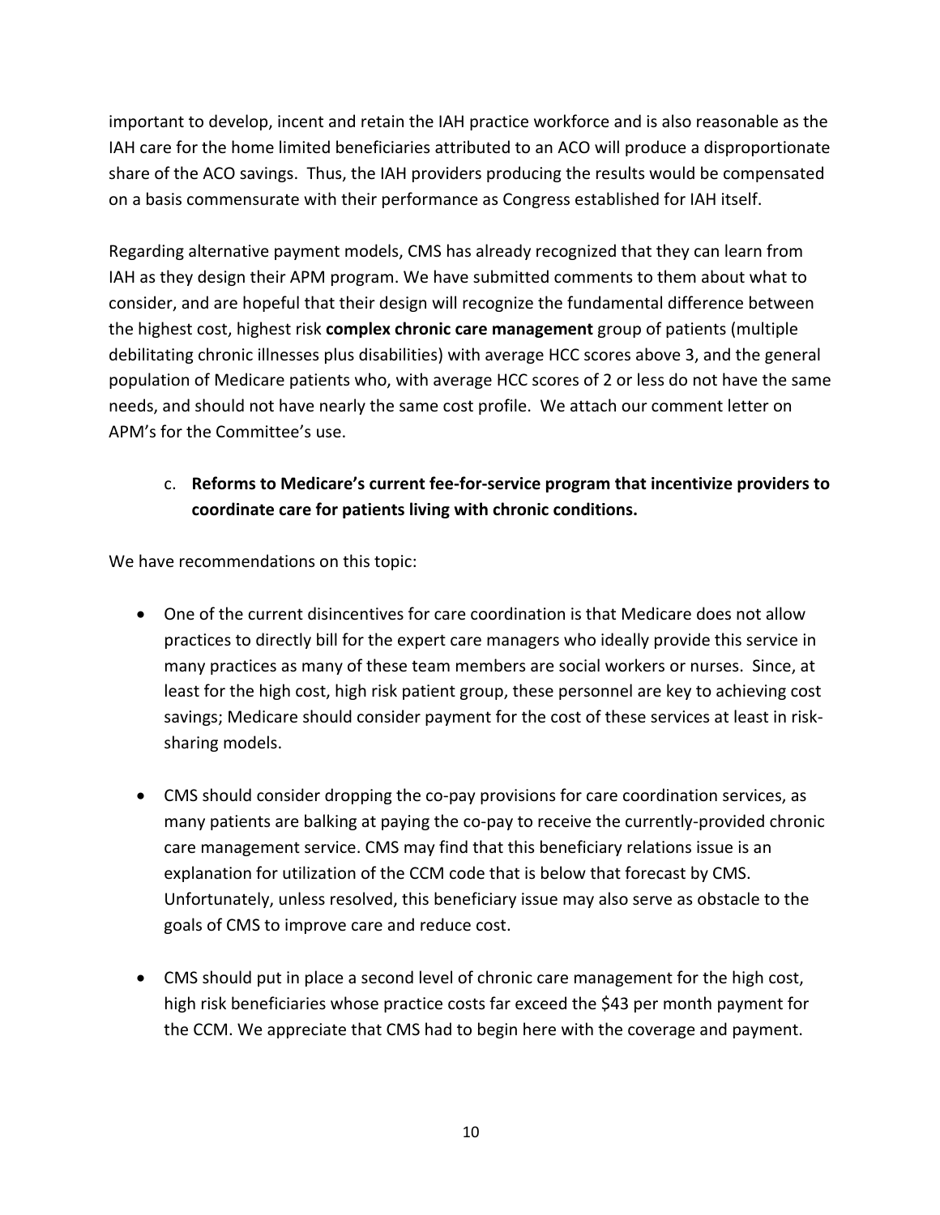important to develop, incent and retain the IAH practice workforce and is also reasonable as the IAH care for the home limited beneficiaries attributed to an ACO will produce a disproportionate share of the ACO savings. Thus, the IAH providers producing the results would be compensated on a basis commensurate with their performance as Congress established for IAH itself.

Regarding alternative payment models, CMS has already recognized that they can learn from IAH as they design their APM program. We have submitted comments to them about what to consider, and are hopeful that their design will recognize the fundamental difference between the highest cost, highest risk **complex chronic care management** group of patients (multiple debilitating chronic illnesses plus disabilities) with average HCC scores above 3, and the general population of Medicare patients who, with average HCC scores of 2 or less do not have the same needs, and should not have nearly the same cost profile. We attach our comment letter on APM's for the Committee's use.

c. **Reforms to Medicare's current fee-for-service program that incentivize providers to coordinate care for patients living with chronic conditions.**

We have recommendations on this topic:

- One of the current disincentives for care coordination is that Medicare does not allow practices to directly bill for the expert care managers who ideally provide this service in many practices as many of these team members are social workers or nurses. Since, at least for the high cost, high risk patient group, these personnel are key to achieving cost savings; Medicare should consider payment for the cost of these services at least in risk-sharing models.

- CMS should consider dropping the co-pay provisions for care coordination services, as many patients are balking at paying the co-pay to receive the currently-provided chronic care management service. CMS may find that this beneficiary relations issue is an explanation for utilization of the CCM code that is below that forecast by CMS. Unfortunately, unless resolved, this beneficiary issue may also serve as obstacle to the goals of CMS to improve care and reduce cost.

- CMS should put in place a second level of chronic care management for the high cost, high risk beneficiaries whose practice costs far exceed the $43 per month payment for the CCM. We appreciate that CMS had to begin here with the coverage and payment.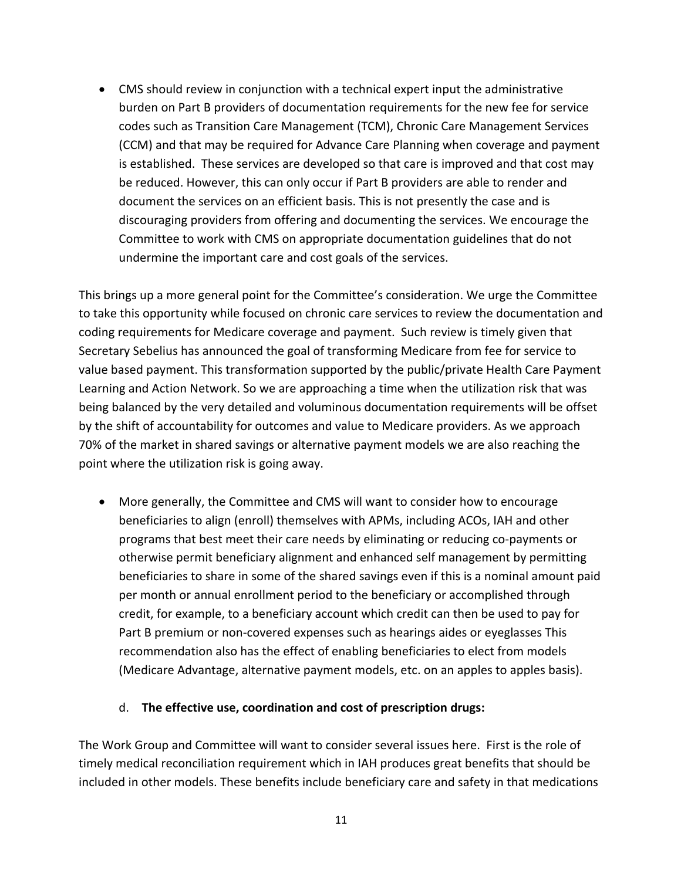- CMS should review in conjunction with a technical expert input the administrative burden on Part B providers of documentation requirements for the new fee for service codes such as Transition Care Management (TCM), Chronic Care Management Services (CCM) and that may be required for Advance Care Planning when coverage and payment is established. These services are developed so that care is improved and that cost may be reduced. However, this can only occur if Part B providers are able to render and document the services on an efficient basis. This is not presently the case and is discouraging providers from offering and documenting the services. We encourage the Committee to work with CMS on appropriate documentation guidelines that do not undermine the important care and cost goals of the services.

This brings up a more general point for the Committee's consideration. We urge the Committee to take this opportunity while focused on chronic care services to review the documentation and coding requirements for Medicare coverage and payment. Such review is timely given that Secretary Sebelius has announced the goal of transforming Medicare from fee for service to value based payment. This transformation supported by the public/private Health Care Payment Learning and Action Network. So we are approaching a time when the utilization risk that was being balanced by the very detailed and voluminous documentation requirements will be offset by the shift of accountability for outcomes and value to Medicare providers. As we approach 70% of the market in shared savings or alternative payment models we are also reaching the point where the utilization risk is going away.

- More generally, the Committee and CMS will want to consider how to encourage beneficiaries to align (enroll) themselves with APMs, including ACOs, IAH and other programs that best meet their care needs by eliminating or reducing co-payments or otherwise permit beneficiary alignment and enhanced self management by permitting beneficiaries to share in some of the shared savings even if this is a nominal amount paid per month or annual enrollment period to the beneficiary or accomplished through credit, for example, to a beneficiary account which credit can then be used to pay for Part B premium or non-covered expenses such as hearings aides or eyeglasses This recommendation also has the effect of enabling beneficiaries to elect from models (Medicare Advantage, alternative payment models, etc. on an apples to apples basis).

d. **The effective use, coordination and cost of prescription drugs:**

The Work Group and Committee will want to consider several issues here. First is the role of timely medical reconciliation requirement which in IAH produces great benefits that should be included in other models. These benefits include beneficiary care and safety in that medications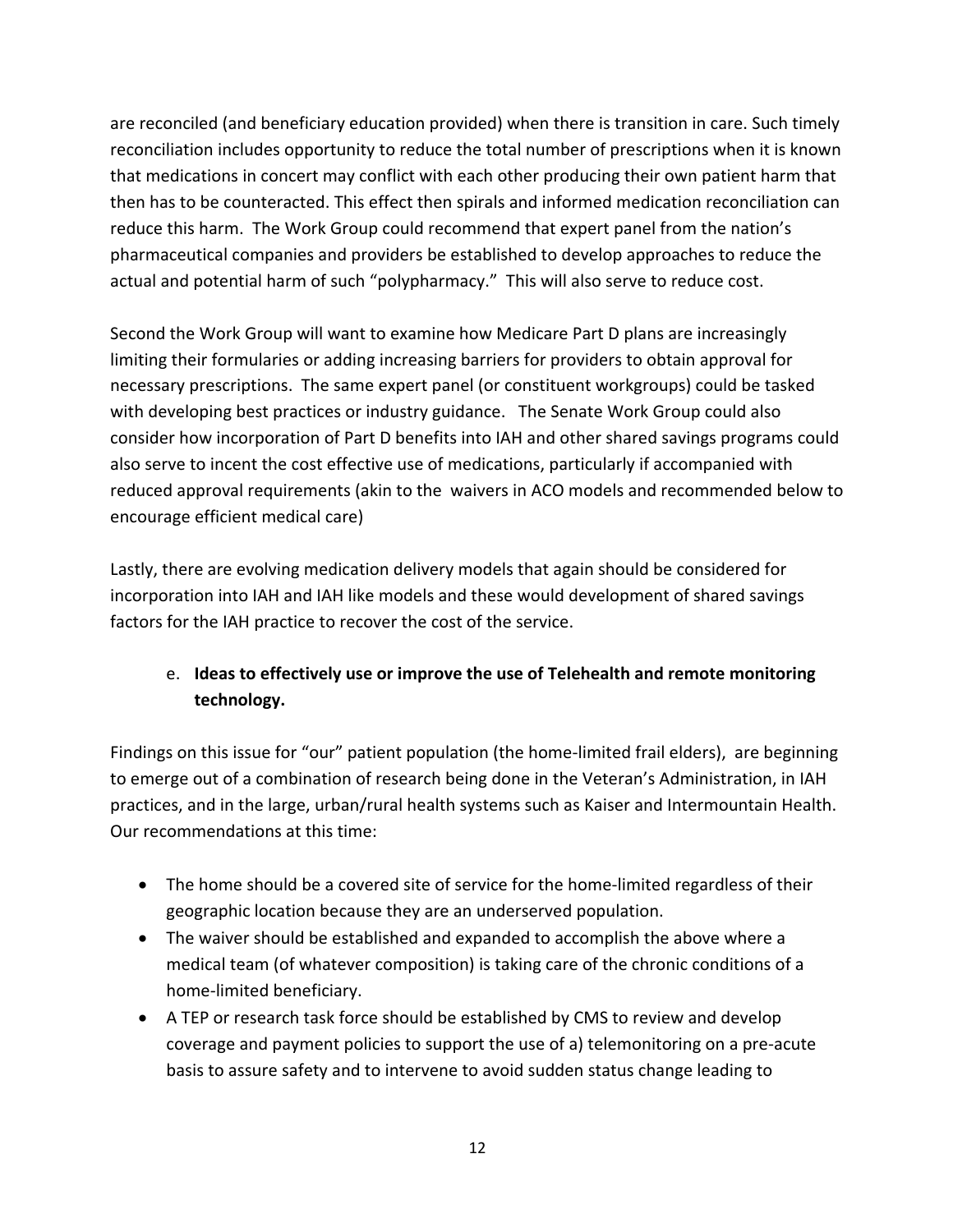are reconciled (and beneficiary education provided) when there is transition in care. Such timely reconciliation includes opportunity to reduce the total number of prescriptions when it is known that medications in concert may conflict with each other producing their own patient harm that then has to be counteracted. This effect then spirals and informed medication reconciliation can reduce this harm. The Work Group could recommend that expert panel from the nation's pharmaceutical companies and providers be established to develop approaches to reduce the actual and potential harm of such "polypharmacy." This will also serve to reduce cost.

Second the Work Group will want to examine how Medicare Part D plans are increasingly limiting their formularies or adding increasing barriers for providers to obtain approval for necessary prescriptions. The same expert panel (or constituent workgroups) could be tasked with developing best practices or industry guidance. The Senate Work Group could also consider how incorporation of Part D benefits into IAH and other shared savings programs could also serve to incent the cost effective use of medications, particularly if accompanied with reduced approval requirements (akin to the waivers in ACO models and recommended below to encourage efficient medical care)

Lastly, there are evolving medication delivery models that again should be considered for incorporation into IAH and IAH like models and these would development of shared savings factors for the IAH practice to recover the cost of the service.

e. **Ideas to effectively use or improve the use of Telehealth and remote monitoring technology.**

Findings on this issue for "our" patient population (the home-limited frail elders), are beginning to emerge out of a combination of research being done in the Veteran's Administration, in IAH practices, and in the large, urban/rural health systems such as Kaiser and Intermountain Health. Our recommendations at this time:

- The home should be a covered site of service for the home-limited regardless of their geographic location because they are an underserved population.
- The waiver should be established and expanded to accomplish the above where a medical team (of whatever composition) is taking care of the chronic conditions of a home-limited beneficiary.
- A TEP or research task force should be established by CMS to review and develop coverage and payment policies to support the use of a) telemonitoring on a pre-acute basis to assure safety and to intervene to avoid sudden status change leading to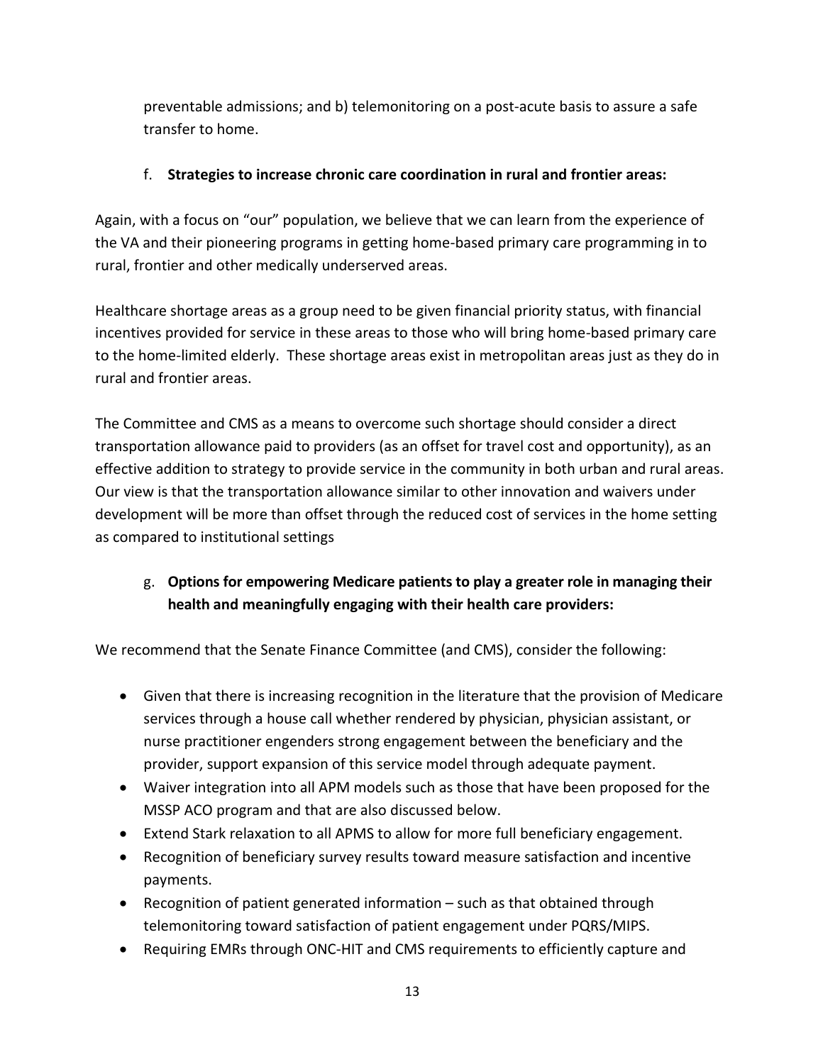preventable admissions; and b) telemonitoring on a post-acute basis to assure a safe transfer to home.

f. **Strategies to increase chronic care coordination in rural and frontier areas:**

Again, with a focus on "our" population, we believe that we can learn from the experience of the VA and their pioneering programs in getting home-based primary care programming in to rural, frontier and other medically underserved areas.

Healthcare shortage areas as a group need to be given financial priority status, with financial incentives provided for service in these areas to those who will bring home-based primary care to the home-limited elderly. These shortage areas exist in metropolitan areas just as they do in rural and frontier areas.

The Committee and CMS as a means to overcome such shortage should consider a direct transportation allowance paid to providers (as an offset for travel cost and opportunity), as an effective addition to strategy to provide service in the community in both urban and rural areas. Our view is that the transportation allowance similar to other innovation and waivers under development will be more than offset through the reduced cost of services in the home setting as compared to institutional settings

g. **Options for empowering Medicare patients to play a greater role in managing their health and meaningfully engaging with their health care providers:**

We recommend that the Senate Finance Committee (and CMS), consider the following:

- Given that there is increasing recognition in the literature that the provision of Medicare services through a house call whether rendered by physician, physician assistant, or nurse practitioner engenders strong engagement between the beneficiary and the provider, support expansion of this service model through adequate payment.
- Waiver integration into all APM models such as those that have been proposed for the MSSP ACO program and that are also discussed below.
- Extend Stark relaxation to all APMS to allow for more full beneficiary engagement.
- Recognition of beneficiary survey results toward measure satisfaction and incentive payments.
- Recognition of patient generated information – such as that obtained through telemonitoring toward satisfaction of patient engagement under PQRS/MIPS.
- Requiring EMRs through ONC-HIT and CMS requirements to efficiently capture and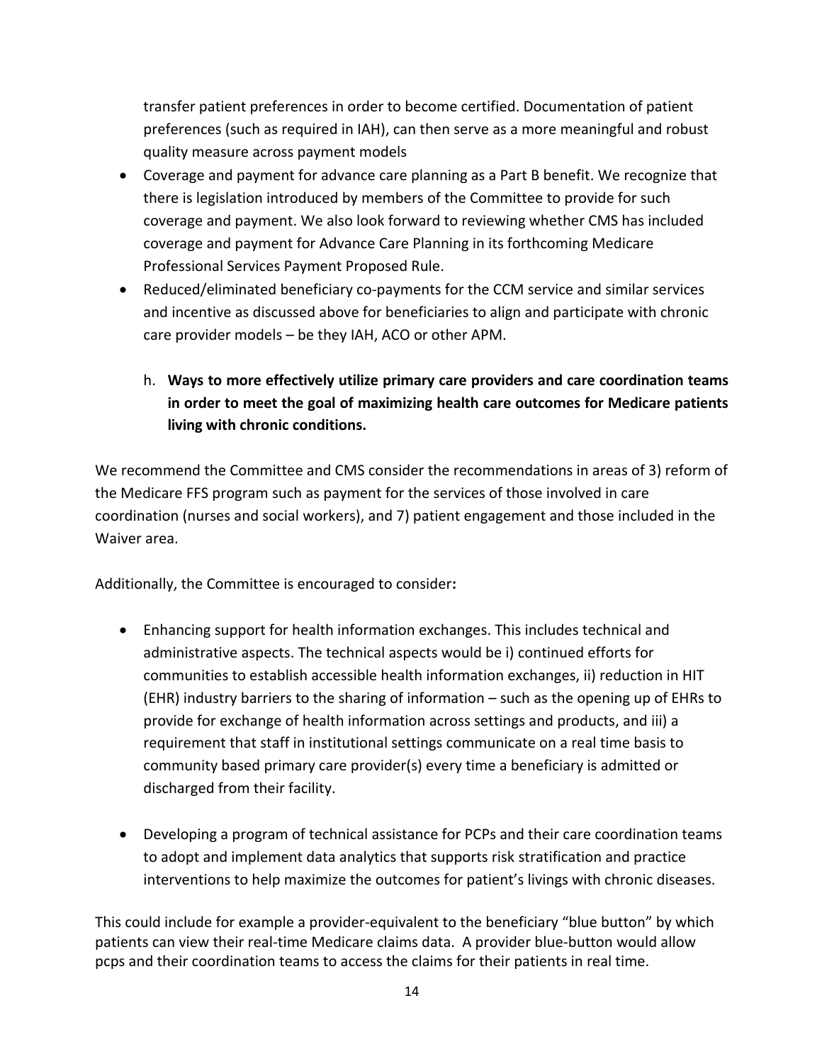transfer patient preferences in order to become certified. Documentation of patient preferences (such as required in IAH), can then serve as a more meaningful and robust quality measure across payment models

- Coverage and payment for advance care planning as a Part B benefit. We recognize that there is legislation introduced by members of the Committee to provide for such coverage and payment. We also look forward to reviewing whether CMS has included coverage and payment for Advance Care Planning in its forthcoming Medicare Professional Services Payment Proposed Rule.
- Reduced/eliminated beneficiary co-payments for the CCM service and similar services and incentive as discussed above for beneficiaries to align and participate with chronic care provider models – be they IAH, ACO or other APM.

h. **Ways to more effectively utilize primary care providers and care coordination teams in order to meet the goal of maximizing health care outcomes for Medicare patients living with chronic conditions.**

We recommend the Committee and CMS consider the recommendations in areas of 3) reform of the Medicare FFS program such as payment for the services of those involved in care coordination (nurses and social workers), and 7) patient engagement and those included in the Waiver area.

Additionally, the Committee is encouraged to consider**:**

- Enhancing support for health information exchanges. This includes technical and administrative aspects. The technical aspects would be i) continued efforts for communities to establish accessible health information exchanges, ii) reduction in HIT (EHR) industry barriers to the sharing of information – such as the opening up of EHRs to provide for exchange of health information across settings and products, and iii) a requirement that staff in institutional settings communicate on a real time basis to community based primary care provider(s) every time a beneficiary is admitted or discharged from their facility.

- Developing a program of technical assistance for PCPs and their care coordination teams to adopt and implement data analytics that supports risk stratification and practice interventions to help maximize the outcomes for patient's livings with chronic diseases.

This could include for example a provider-equivalent to the beneficiary "blue button" by which patients can view their real-time Medicare claims data. A provider blue-button would allow pcps and their coordination teams to access the claims for their patients in real time.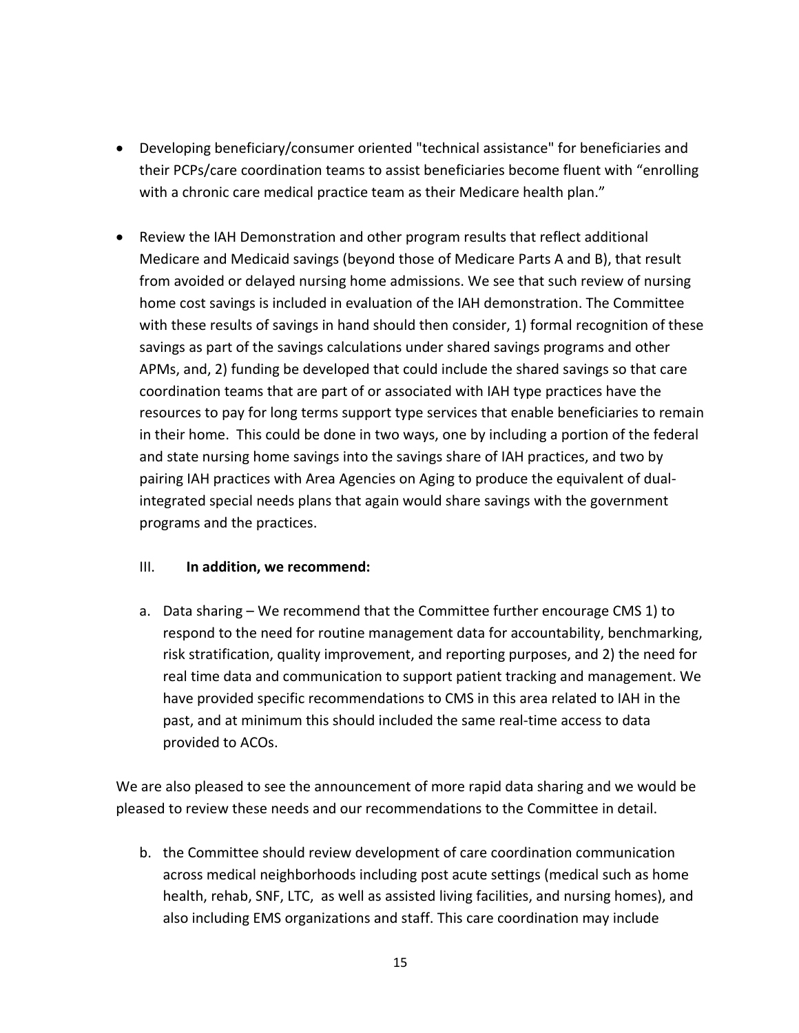- Developing beneficiary/consumer oriented "technical assistance" for beneficiaries and their PCPs/care coordination teams to assist beneficiaries become fluent with "enrolling with a chronic care medical practice team as their Medicare health plan."

- Review the IAH Demonstration and other program results that reflect additional Medicare and Medicaid savings (beyond those of Medicare Parts A and B), that result from avoided or delayed nursing home admissions. We see that such review of nursing home cost savings is included in evaluation of the IAH demonstration. The Committee with these results of savings in hand should then consider, 1) formal recognition of these savings as part of the savings calculations under shared savings programs and other APMs, and, 2) funding be developed that could include the shared savings so that care coordination teams that are part of or associated with IAH type practices have the resources to pay for long terms support type services that enable beneficiaries to remain in their home. This could be done in two ways, one by including a portion of the federal and state nursing home savings into the savings share of IAH practices, and two by pairing IAH practices with Area Agencies on Aging to produce the equivalent of dual-integrated special needs plans that again would share savings with the government programs and the practices.

III. **In addition, we recommend:**

a. Data sharing – We recommend that the Committee further encourage CMS 1) to respond to the need for routine management data for accountability, benchmarking, risk stratification, quality improvement, and reporting purposes, and 2) the need for real time data and communication to support patient tracking and management. We have provided specific recommendations to CMS in this area related to IAH in the past, and at minimum this should included the same real-time access to data provided to ACOs.

We are also pleased to see the announcement of more rapid data sharing and we would be pleased to review these needs and our recommendations to the Committee in detail.

b. the Committee should review development of care coordination communication across medical neighborhoods including post acute settings (medical such as home health, rehab, SNF, LTC, as well as assisted living facilities, and nursing homes), and also including EMS organizations and staff. This care coordination may include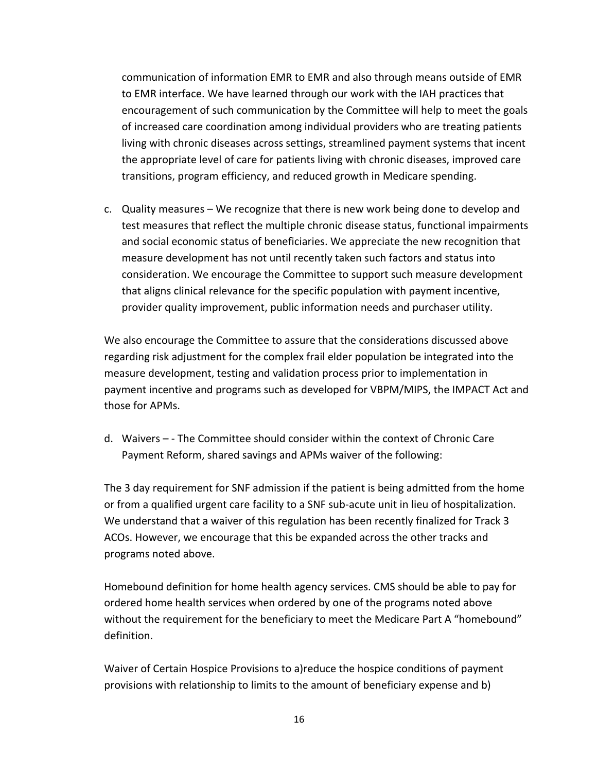communication of information EMR to EMR and also through means outside of EMR to EMR interface. We have learned through our work with the IAH practices that encouragement of such communication by the Committee will help to meet the goals of increased care coordination among individual providers who are treating patients living with chronic diseases across settings, streamlined payment systems that incent the appropriate level of care for patients living with chronic diseases, improved care transitions, program efficiency, and reduced growth in Medicare spending.

c. Quality measures – We recognize that there is new work being done to develop and test measures that reflect the multiple chronic disease status, functional impairments and social economic status of beneficiaries. We appreciate the new recognition that measure development has not until recently taken such factors and status into consideration. We encourage the Committee to support such measure development that aligns clinical relevance for the specific population with payment incentive, provider quality improvement, public information needs and purchaser utility.

We also encourage the Committee to assure that the considerations discussed above regarding risk adjustment for the complex frail elder population be integrated into the measure development, testing and validation process prior to implementation in payment incentive and programs such as developed for VBPM/MIPS, the IMPACT Act and those for APMs.

d. Waivers – - The Committee should consider within the context of Chronic Care Payment Reform, shared savings and APMs waiver of the following:

The 3 day requirement for SNF admission if the patient is being admitted from the home or from a qualified urgent care facility to a SNF sub-acute unit in lieu of hospitalization. We understand that a waiver of this regulation has been recently finalized for Track 3 ACOs. However, we encourage that this be expanded across the other tracks and programs noted above.

Homebound definition for home health agency services. CMS should be able to pay for ordered home health services when ordered by one of the programs noted above without the requirement for the beneficiary to meet the Medicare Part A "homebound" definition.

Waiver of Certain Hospice Provisions to a)reduce the hospice conditions of payment provisions with relationship to limits to the amount of beneficiary expense and b)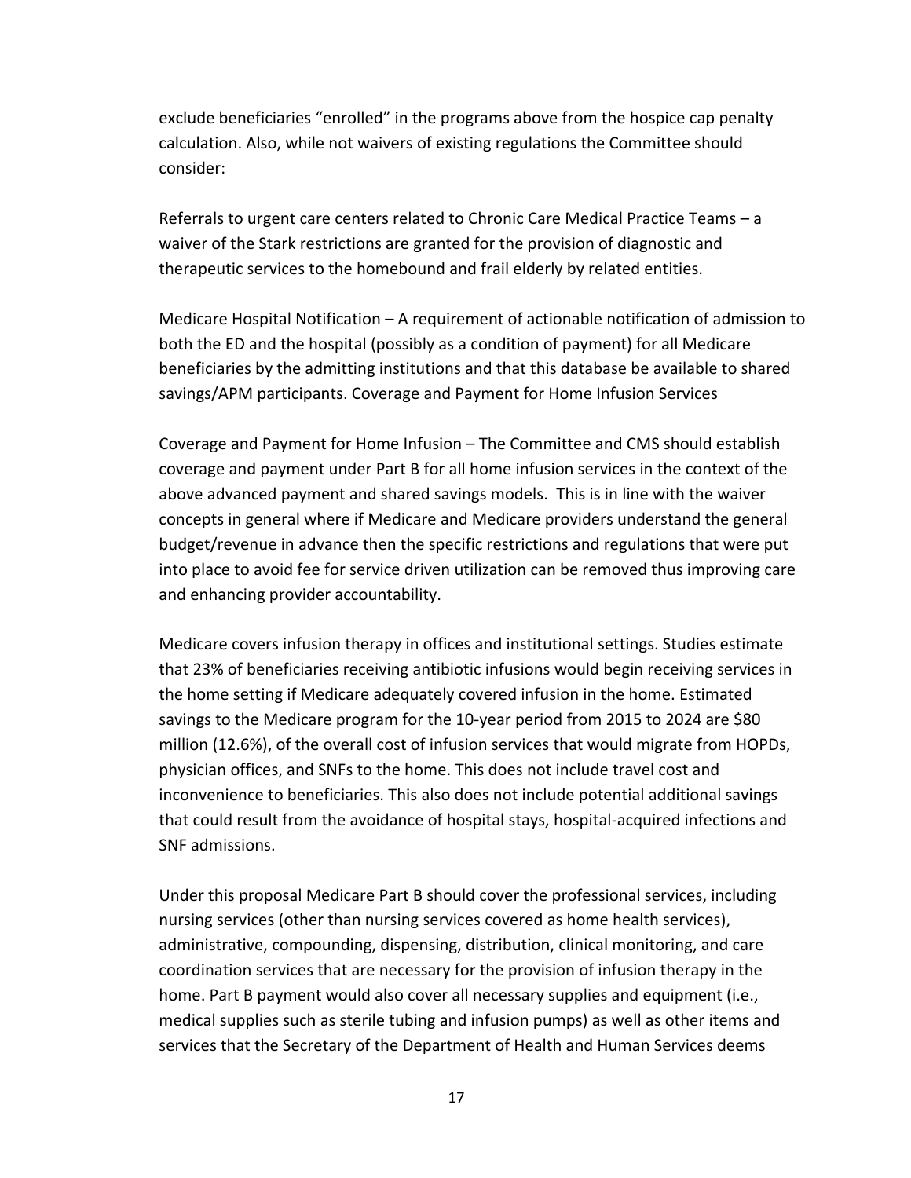exclude beneficiaries "enrolled" in the programs above from the hospice cap penalty calculation. Also, while not waivers of existing regulations the Committee should consider:

Referrals to urgent care centers related to Chronic Care Medical Practice Teams – a waiver of the Stark restrictions are granted for the provision of diagnostic and therapeutic services to the homebound and frail elderly by related entities.

Medicare Hospital Notification – A requirement of actionable notification of admission to both the ED and the hospital (possibly as a condition of payment) for all Medicare beneficiaries by the admitting institutions and that this database be available to shared savings/APM participants. Coverage and Payment for Home Infusion Services

Coverage and Payment for Home Infusion – The Committee and CMS should establish coverage and payment under Part B for all home infusion services in the context of the above advanced payment and shared savings models. This is in line with the waiver concepts in general where if Medicare and Medicare providers understand the general budget/revenue in advance then the specific restrictions and regulations that were put into place to avoid fee for service driven utilization can be removed thus improving care and enhancing provider accountability.

Medicare covers infusion therapy in offices and institutional settings. Studies estimate that 23% of beneficiaries receiving antibiotic infusions would begin receiving services in the home setting if Medicare adequately covered infusion in the home. Estimated savings to the Medicare program for the 10-year period from 2015 to 2024 are $80 million (12.6%), of the overall cost of infusion services that would migrate from HOPDs, physician offices, and SNFs to the home. This does not include travel cost and inconvenience to beneficiaries. This also does not include potential additional savings that could result from the avoidance of hospital stays, hospital-acquired infections and SNF admissions.

Under this proposal Medicare Part B should cover the professional services, including nursing services (other than nursing services covered as home health services), administrative, compounding, dispensing, distribution, clinical monitoring, and care coordination services that are necessary for the provision of infusion therapy in the home. Part B payment would also cover all necessary supplies and equipment (i.e., medical supplies such as sterile tubing and infusion pumps) as well as other items and services that the Secretary of the Department of Health and Human Services deems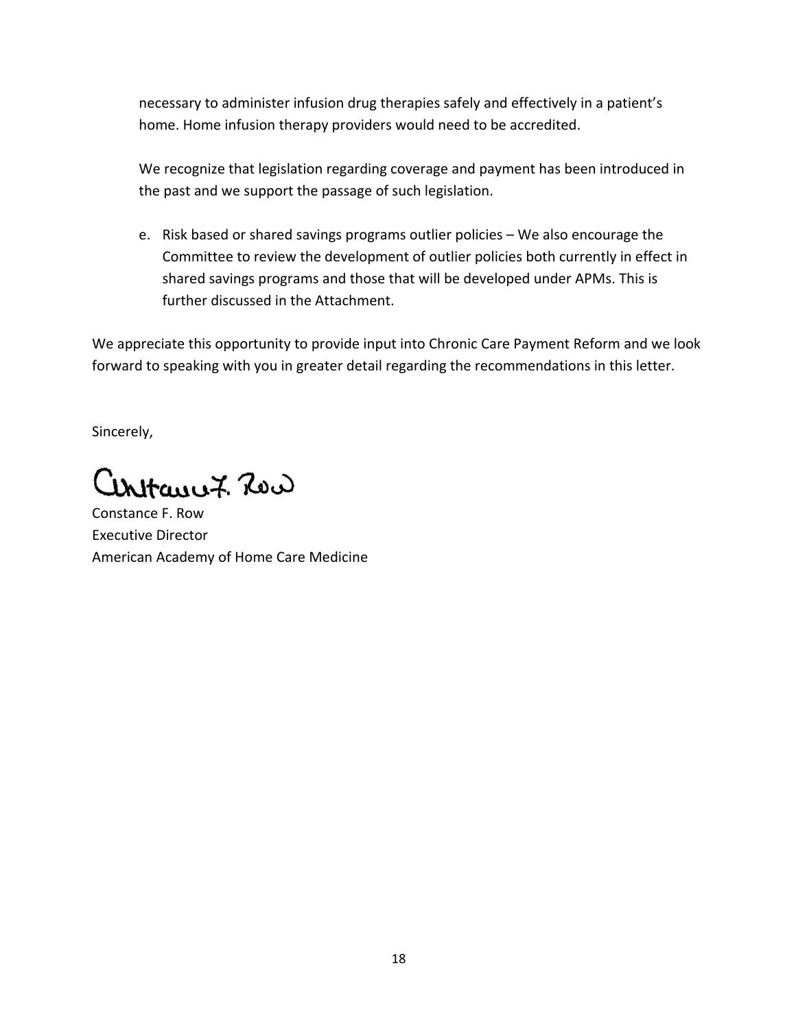necessary to administer infusion drug therapies safely and effectively in a patient's home. Home infusion therapy providers would need to be accredited.

We recognize that legislation regarding coverage and payment has been introduced in the past and we support the passage of such legislation.

e. Risk based or shared savings programs outlier policies – We also encourage the Committee to review the development of outlier policies both currently in effect in shared savings programs and those that will be developed under APMs. This is further discussed in the Attachment.

We appreciate this opportunity to provide input into Chronic Care Payment Reform and we look forward to speaking with you in greater detail regarding the recommendations in this letter.

Sincerely,

Constance F. Row
Executive Director
American Academy of Home Care Medicine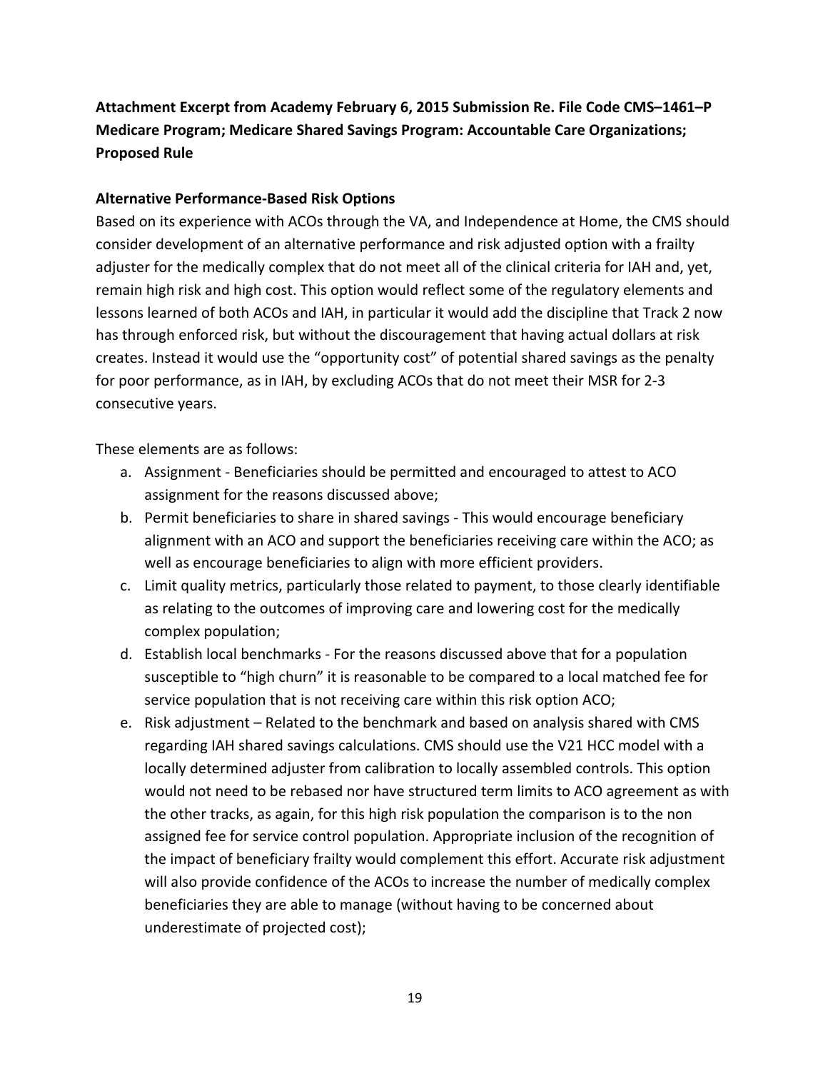**Attachment Excerpt from Academy February 6, 2015 Submission Re. File Code CMS–1461–P Medicare Program; Medicare Shared Savings Program: Accountable Care Organizations; Proposed Rule**

**Alternative Performance-Based Risk Options**

Based on its experience with ACOs through the VA, and Independence at Home, the CMS should consider development of an alternative performance and risk adjusted option with a frailty adjuster for the medically complex that do not meet all of the clinical criteria for IAH and, yet, remain high risk and high cost. This option would reflect some of the regulatory elements and lessons learned of both ACOs and IAH, in particular it would add the discipline that Track 2 now has through enforced risk, but without the discouragement that having actual dollars at risk creates. Instead it would use the "opportunity cost" of potential shared savings as the penalty for poor performance, as in IAH, by excluding ACOs that do not meet their MSR for 2-3 consecutive years.

These elements are as follows:

a. Assignment - Beneficiaries should be permitted and encouraged to attest to ACO assignment for the reasons discussed above;
b. Permit beneficiaries to share in shared savings - This would encourage beneficiary alignment with an ACO and support the beneficiaries receiving care within the ACO; as well as encourage beneficiaries to align with more efficient providers.
c. Limit quality metrics, particularly those related to payment, to those clearly identifiable as relating to the outcomes of improving care and lowering cost for the medically complex population;
d. Establish local benchmarks - For the reasons discussed above that for a population susceptible to "high churn" it is reasonable to be compared to a local matched fee for service population that is not receiving care within this risk option ACO;
e. Risk adjustment – Related to the benchmark and based on analysis shared with CMS regarding IAH shared savings calculations. CMS should use the V21 HCC model with a locally determined adjuster from calibration to locally assembled controls. This option would not need to be rebased nor have structured term limits to ACO agreement as with the other tracks, as again, for this high risk population the comparison is to the non assigned fee for service control population. Appropriate inclusion of the recognition of the impact of beneficiary frailty would complement this effort. Accurate risk adjustment will also provide confidence of the ACOs to increase the number of medically complex beneficiaries they are able to manage (without having to be concerned about underestimate of projected cost);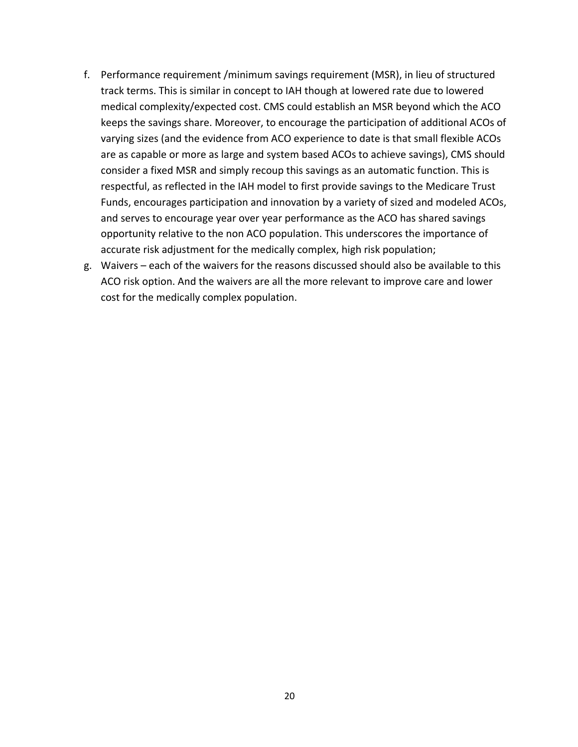f. Performance requirement /minimum savings requirement (MSR), in lieu of structured track terms. This is similar in concept to IAH though at lowered rate due to lowered medical complexity/expected cost. CMS could establish an MSR beyond which the ACO keeps the savings share. Moreover, to encourage the participation of additional ACOs of varying sizes (and the evidence from ACO experience to date is that small flexible ACOs are as capable or more as large and system based ACOs to achieve savings), CMS should consider a fixed MSR and simply recoup this savings as an automatic function. This is respectful, as reflected in the IAH model to first provide savings to the Medicare Trust Funds, encourages participation and innovation by a variety of sized and modeled ACOs, and serves to encourage year over year performance as the ACO has shared savings opportunity relative to the non ACO population. This underscores the importance of accurate risk adjustment for the medically complex, high risk population;

g. Waivers – each of the waivers for the reasons discussed should also be available to this ACO risk option. And the waivers are all the more relevant to improve care and lower cost for the medically complex population.